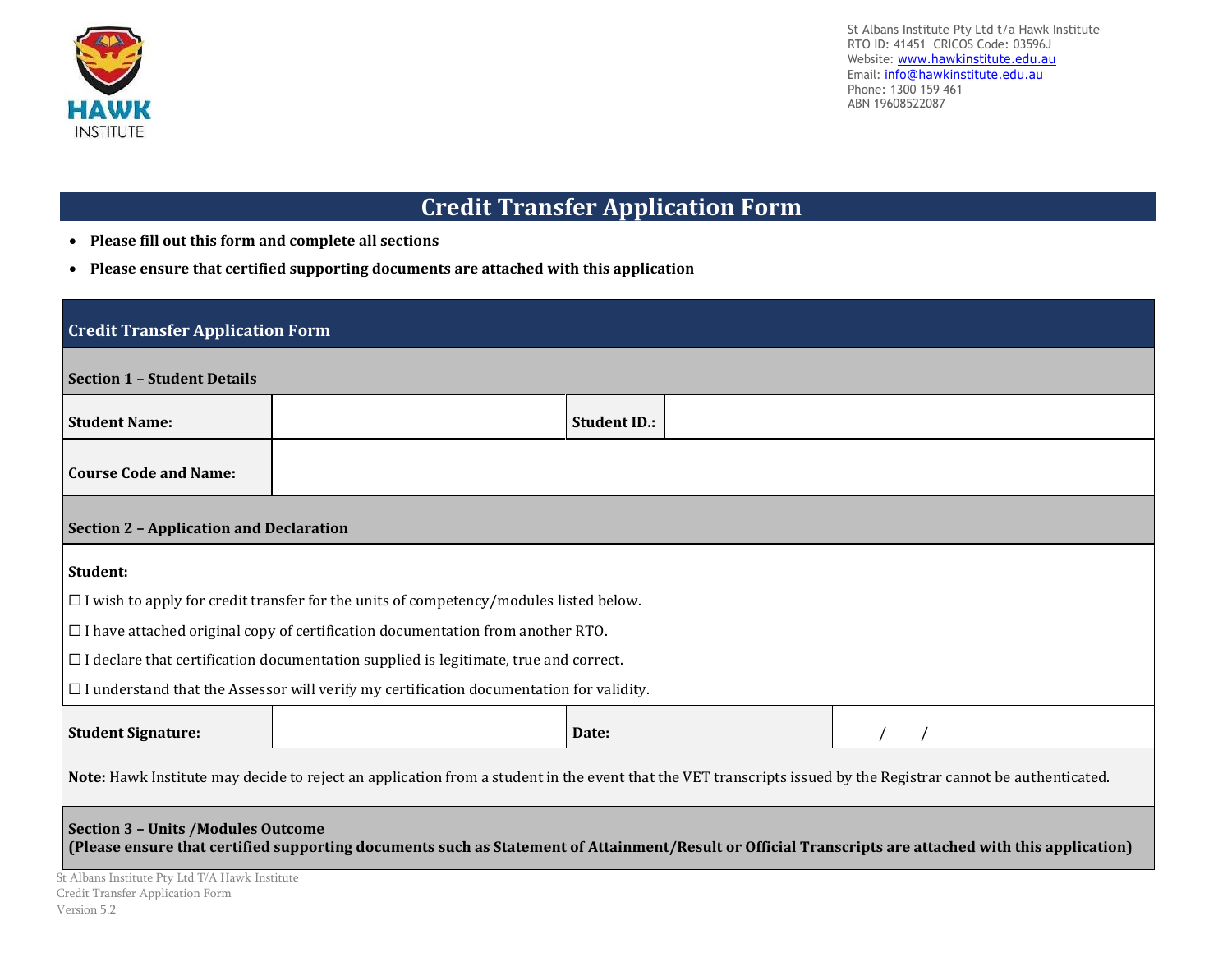St Albans Institute Pty Ltd t/a Hawk Institute
RTO ID: 41451 CRICOS Code: 03596J
Website: www.hawkinstitute.edu.au
Email: info@hawkinstitute.edu.au
Phone: 1300 159 461
ABN 19608522087

# Credit Transfer Application Form

- **Please fill out this form and complete all sections**
- **Please ensure that certified supporting documents are attached with this application**

## Credit Transfer Application Form

### Section 1 – Student Details

| **Student Name:** | | **Student ID.:** | |
|---|---|---|---|
| **Course Code and Name:** | | | |

### Section 2 – Application and Declaration

**Student:**

☐ I wish to apply for credit transfer for the units of competency/modules listed below.

☐ I have attached original copy of certification documentation from another RTO.

☐ I declare that certification documentation supplied is legitimate, true and correct.

☐ I understand that the Assessor will verify my certification documentation for validity.

| **Student Signature:** | | **Date:** | / / |
|---|---|---|---|

**Note:** Hawk Institute may decide to reject an application from a student in the event that the VET transcripts issued by the Registrar cannot be authenticated.

### Section 3 – Units /Modules Outcome

**(Please ensure that certified supporting documents such as Statement of Attainment/Result or Official Transcripts are attached with this application)**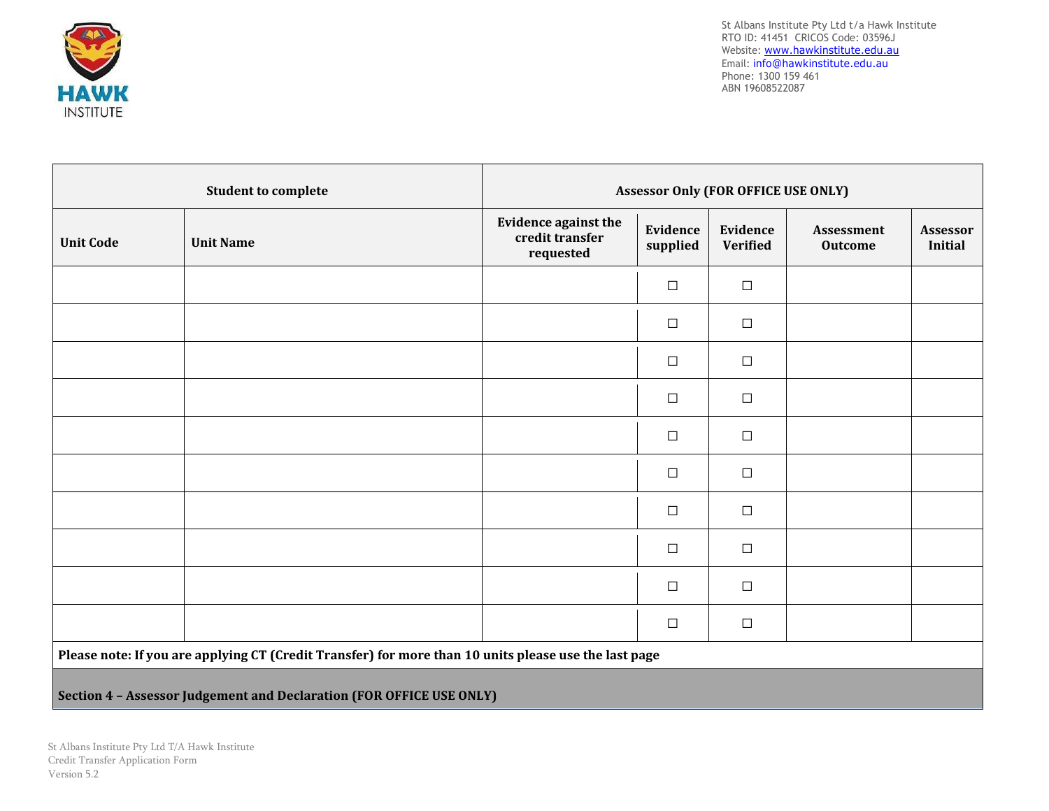| Student to complete | | Assessor Only (FOR OFFICE USE ONLY) | | | | |
|---|---|---|---|---|---|---|
| **Unit Code** | **Unit Name** | **Evidence against the credit transfer requested** | **Evidence supplied** | **Evidence Verified** | **Assessment Outcome** | **Assessor Initial** |
| | | | ☐ | ☐ | | |
| | | | ☐ | ☐ | | |
| | | | ☐ | ☐ | | |
| | | | ☐ | ☐ | | |
| | | | ☐ | ☐ | | |
| | | | ☐ | ☐ | | |
| | | | ☐ | ☐ | | |
| | | | ☐ | ☐ | | |
| | | | ☐ | ☐ | | |
| | | | ☐ | ☐ | | |

**Please note: If you are applying CT (Credit Transfer) for more than 10 units please use the last page**

**Section 4 – Assessor Judgement and Declaration (FOR OFFICE USE ONLY)**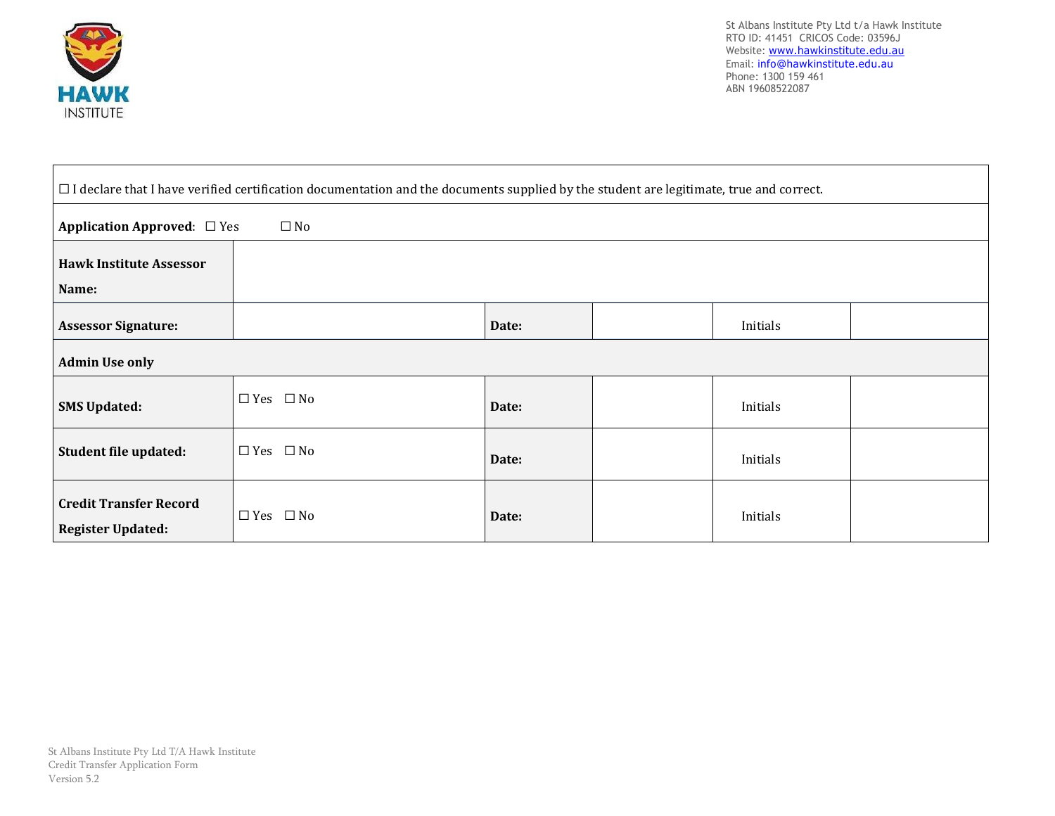| | | | | | |
|---|---|---|---|---|---|
| ☐ I declare that I have verified certification documentation and the documents supplied by the student are legitimate, true and correct. | | | | | |
| **Application Approved**: ☐ Yes ☐ No | | | | | |
| **Hawk Institute Assessor Name:** | | | | | |
| **Assessor Signature:** | | **Date:** | | Initials | |
| **Admin Use only** | | | | | |
| **SMS Updated:** | ☐ Yes ☐ No | **Date:** | | Initials | |
| **Student file updated:** | ☐ Yes ☐ No | **Date:** | | Initials | |
| **Credit Transfer Record Register Updated:** | ☐ Yes ☐ No | **Date:** | | Initials | |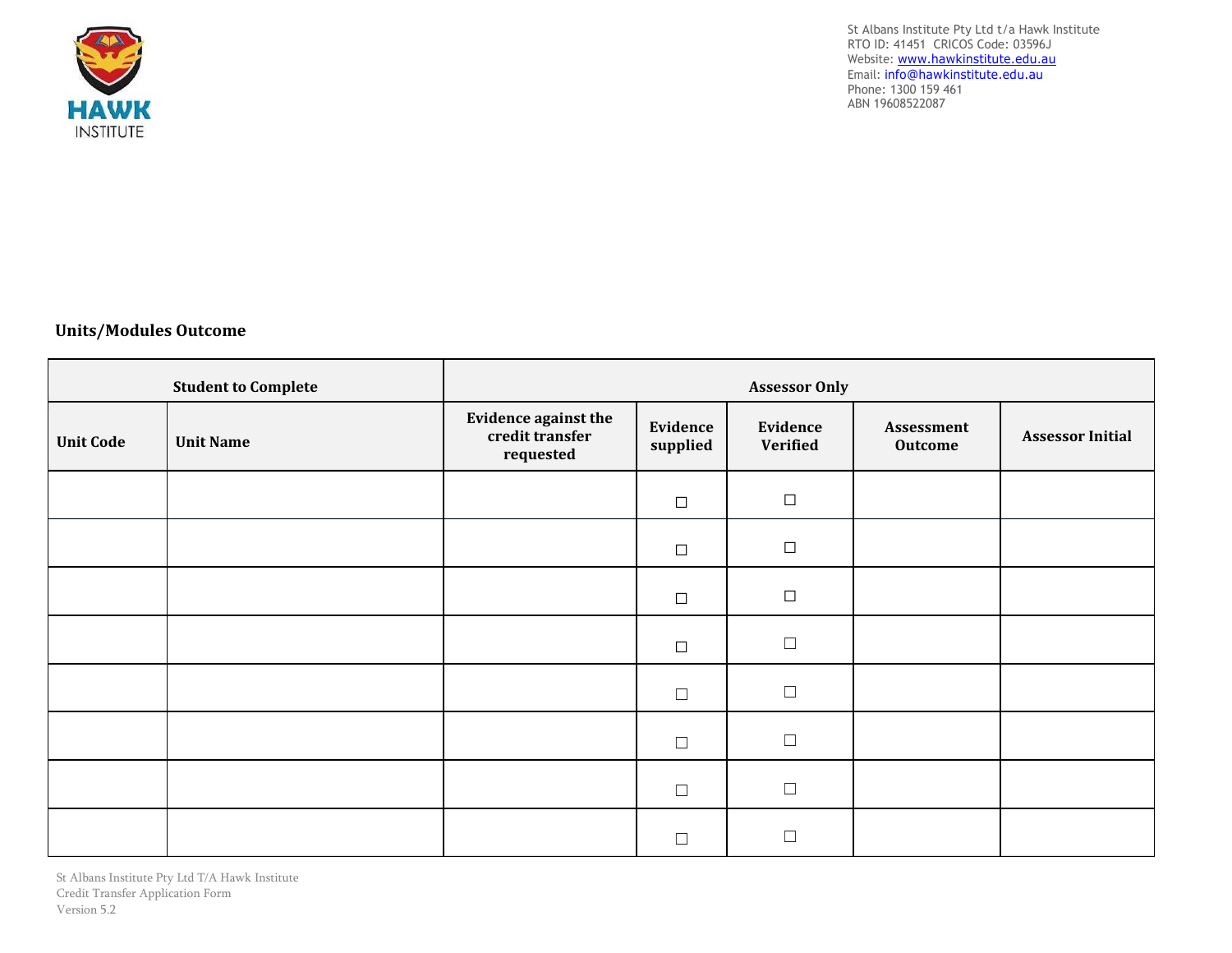## Units/Modules Outcome

| Student to Complete | | Assessor Only | | | | |
|---|---|---|---|---|---|---|
| Unit Code | Unit Name | Evidence against the credit transfer requested | Evidence supplied | Evidence Verified | Assessment Outcome | Assessor Initial |
| | | | ☐ | ☐ | | |
| | | | ☐ | ☐ | | |
| | | | ☐ | ☐ | | |
| | | | ☐ | ☐ | | |
| | | | ☐ | ☐ | | |
| | | | ☐ | ☐ | | |
| | | | ☐ | ☐ | | |
| | | | ☐ | ☐ | | |